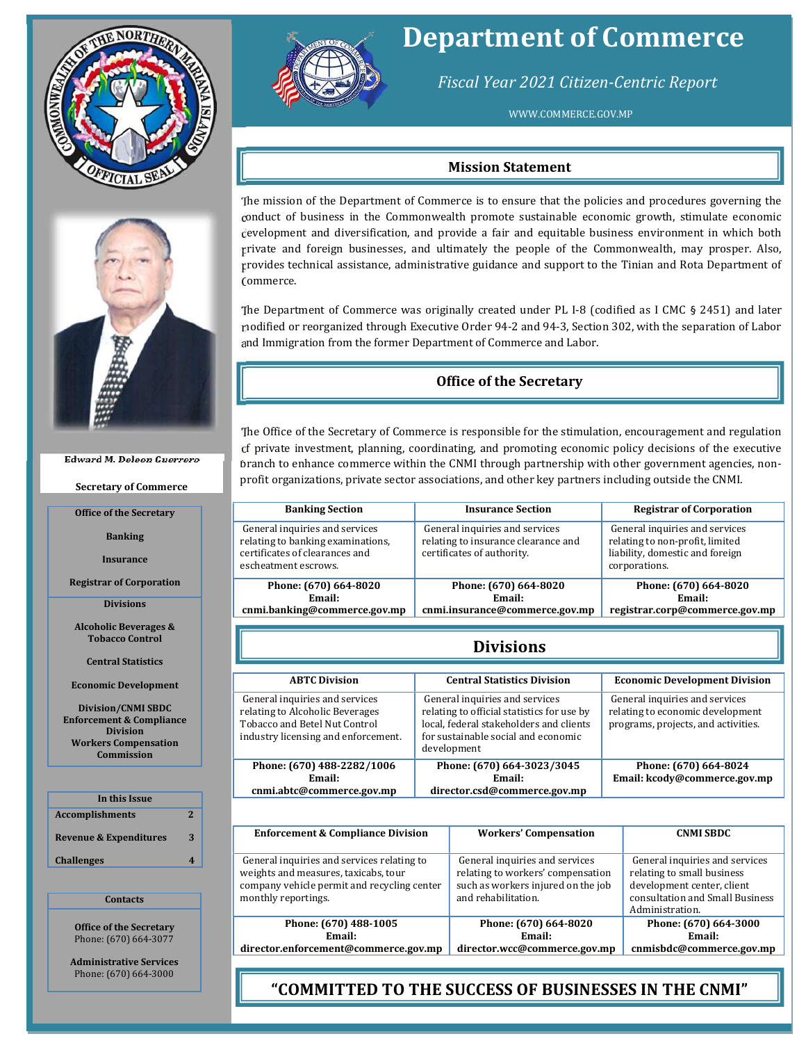# Department of Commerce

*Fiscal Year 2021 Citizen-Centric Report*

WWW.COMMERCE.GOV.MP

Edward M. Deleon Guerrero

**Secretary of Commerce**

**Office of the Secretary**

**Banking**

**Insurance**

**Registrar of Corporation**

**Divisions**

**Alcoholic Beverages & Tobacco Control**

**Central Statistics**

**Economic Development**

**Division/CNMI SBDC**
**Enforcement & Compliance Division**
**Workers Compensation Commission**

| In this Issue | |
|---|---|
| Accomplishments | 2 |
| Revenue & Expenditures | 3 |
| Challenges | 4 |

**Contacts**

**Office of the Secretary**
Phone: (670) 664-3077

**Administrative Services**
Phone: (670) 664-3000

## Mission Statement

The mission of the Department of Commerce is to ensure that the policies and procedures governing the conduct of business in the Commonwealth promote sustainable economic growth, stimulate economic development and diversification, and provide a fair and equitable business environment in which both private and foreign businesses, and ultimately the people of the Commonwealth, may prosper. Also, provides technical assistance, administrative guidance and support to the Tinian and Rota Department of Commerce.

The Department of Commerce was originally created under PL I-8 (codified as I CMC § 2451) and later modified or reorganized through Executive Order 94-2 and 94-3, Section 302, with the separation of Labor and Immigration from the former Department of Commerce and Labor.

## Office of the Secretary

The Office of the Secretary of Commerce is responsible for the stimulation, encouragement and regulation of private investment, planning, coordinating, and promoting economic policy decisions of the executive branch to enhance commerce within the CNMI through partnership with other government agencies, non-profit organizations, private sector associations, and other key partners including outside the CNMI.

| Banking Section | Insurance Section | Registrar of Corporation |
|---|---|---|
| General inquiries and services relating to banking examinations, certificates of clearances and escheatment escrows. | General inquiries and services relating to insurance clearance and certificates of authority. | General inquiries and services relating to non-profit, limited liability, domestic and foreign corporations. |
| **Phone: (670) 664-8020**<br>**Email: cnmi.banking@commerce.gov.mp** | **Phone: (670) 664-8020**<br>**Email: cnmi.insurance@commerce.gov.mp** | **Phone: (670) 664-8020**<br>**Email: registrar.corp@commerce.gov.mp** |

## Divisions

| ABTC Division | Central Statistics Division | Economic Development Division |
|---|---|---|
| General inquiries and services relating to Alcoholic Beverages Tobacco and Betel Nut Control industry licensing and enforcement. | General inquiries and services relating to official statistics for use by local, federal stakeholders and clients for sustainable social and economic development | General inquiries and services relating to economic development programs, projects, and activities. |
| **Phone: (670) 488-2282/1006**<br>**Email: cnmi.abtc@commerce.gov.mp** | **Phone: (670) 664-3023/3045**<br>**Email: director.csd@commerce.gov.mp** | **Phone: (670) 664-8024**<br>**Email: kcody@commerce.gov.mp** |

| Enforcement & Compliance Division | Workers' Compensation | CNMI SBDC |
|---|---|---|
| General inquiries and services relating to weights and measures, taxicabs, tour company vehicle permit and recycling center monthly reportings. | General inquiries and services relating to workers' compensation such as workers injured on the job and rehabilitation. | General inquiries and services relating to small business development center, client consultation and Small Business Administration. |
| **Phone: (670) 488-1005**<br>**Email: director.enforcement@commerce.gov.mp** | **Phone: (670) 664-8020**<br>**Email: director.wcc@commerce.gov.mp** | **Phone: (670) 664-3000**<br>**Email: cnmisbdc@commerce.gov.mp** |

## "COMMITTED TO THE SUCCESS OF BUSINESSES IN THE CNMI"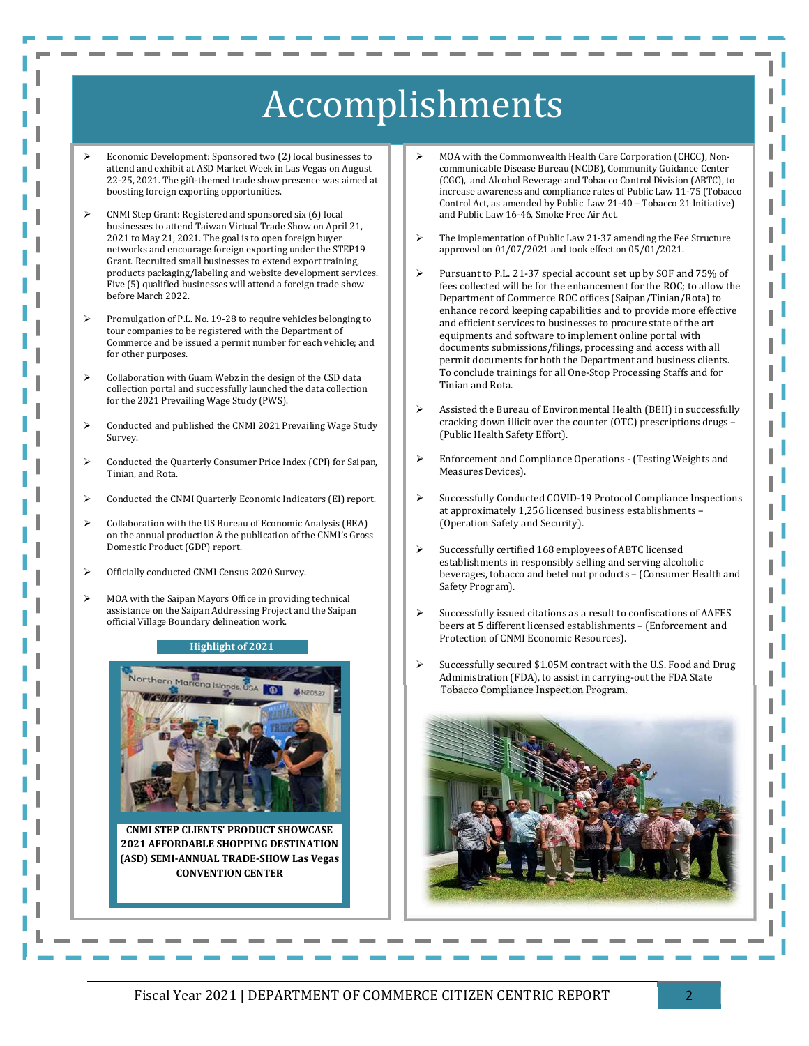# Accomplishments

- Economic Development: Sponsored two (2) local businesses to attend and exhibit at ASD Market Week in Las Vegas on August 22-25, 2021. The gift-themed trade show presence was aimed at boosting foreign exporting opportunities.
- CNMI Step Grant: Registered and sponsored six (6) local businesses to attend Taiwan Virtual Trade Show on April 21, 2021 to May 21, 2021. The goal is to open foreign buyer networks and encourage foreign exporting under the STEP19 Grant. Recruited small businesses to extend export training, products packaging/labeling and website development services. Five (5) qualified businesses will attend a foreign trade show before March 2022.
- Promulgation of P.L. No. 19-28 to require vehicles belonging to tour companies to be registered with the Department of Commerce and be issued a permit number for each vehicle; and for other purposes.
- Collaboration with Guam Webz in the design of the CSD data collection portal and successfully launched the data collection for the 2021 Prevailing Wage Study (PWS).
- Conducted and published the CNMI 2021 Prevailing Wage Study Survey.
- Conducted the Quarterly Consumer Price Index (CPI) for Saipan, Tinian, and Rota.
- Conducted the CNMI Quarterly Economic Indicators (EI) report.
- Collaboration with the US Bureau of Economic Analysis (BEA) on the annual production & the publication of the CNMI's Gross Domestic Product (GDP) report.
- Officially conducted CNMI Census 2020 Survey.
- MOA with the Saipan Mayors Office in providing technical assistance on the Saipan Addressing Project and the Saipan official Village Boundary delineation work.

**Highlight of 2021**

**CNMI STEP CLIENTS' PRODUCT SHOWCASE 2021 AFFORDABLE SHOPPING DESTINATION (ASD) SEMI-ANNUAL TRADE-SHOW Las Vegas CONVENTION CENTER**

- MOA with the Commonwealth Health Care Corporation (CHCC), Non-communicable Disease Bureau (NCDB), Community Guidance Center (CGC), and Alcohol Beverage and Tobacco Control Division (ABTC), to increase awareness and compliance rates of Public Law 11-75 (Tobacco Control Act, as amended by Public Law 21-40 – Tobacco 21 Initiative) and Public Law 16-46, Smoke Free Air Act.
- The implementation of Public Law 21-37 amending the Fee Structure approved on 01/07/2021 and took effect on 05/01/2021.
- Pursuant to P.L. 21-37 special account set up by SOF and 75% of fees collected will be for the enhancement for the ROC; to allow the Department of Commerce ROC offices (Saipan/Tinian/Rota) to enhance record keeping capabilities and to provide more effective and efficient services to businesses to procure state of the art equipments and software to implement online portal with documents submissions/filings, processing and access with all permit documents for both the Department and business clients. To conclude trainings for all One-Stop Processing Staffs and for Tinian and Rota.
- Assisted the Bureau of Environmental Health (BEH) in successfully cracking down illicit over the counter (OTC) prescriptions drugs – (Public Health Safety Effort).
- Enforcement and Compliance Operations - (Testing Weights and Measures Devices).
- Successfully Conducted COVID-19 Protocol Compliance Inspections at approximately 1,256 business establishments – (Operation Safety and Security).
- Successfully certified 168 employees of ABTC licensed establishments in responsibly selling and serving alcoholic beverages, tobacco and betel nut products – (Consumer Health and Safety Program).
- Successfully issued citations as a result to confiscations of AAFES beers at 5 different licensed establishments – (Enforcement and Protection of CNMI Economic Resources).
- Successfully secured $1.05M contract with the U.S. Food and Drug Administration (FDA), to assist in carrying-out the FDA State Tobacco Compliance Inspection Program.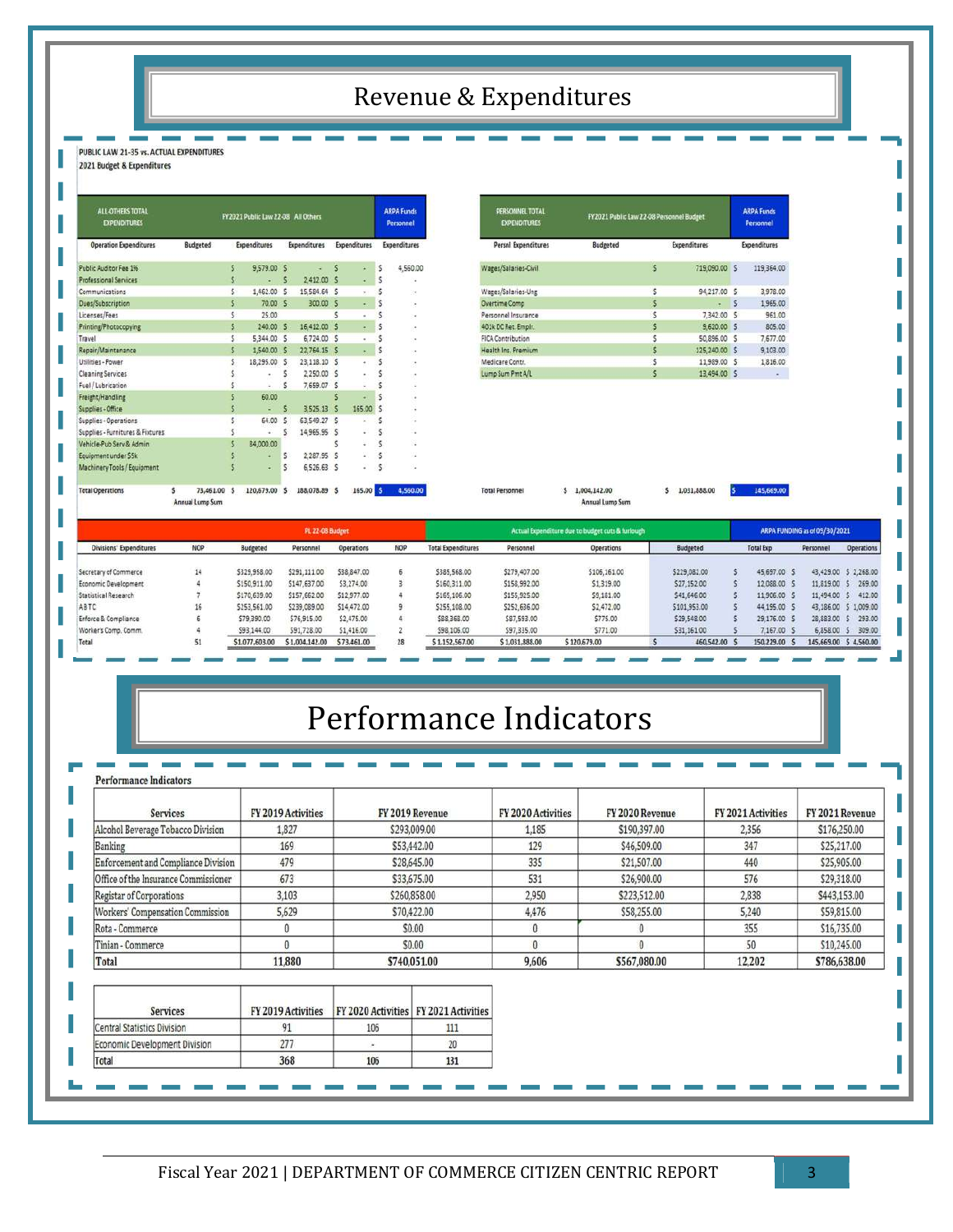# Revenue & Expenditures

PUBLIC LAW 21-35 vs. ACTUAL EXPENDITURES

2021 Budget & Expenditures

| ALL-OTHERS TOTAL EXPENDITURES | | FY2021 Public Law 22-08 All Others | | | ARPA Funds Personnel |
|---|---|---|---|---|---|
| Operation Expenditures | Budgeted | Expenditures | Expenditures | Expenditures | Expenditures |
| Public Auditor Fee 1% | | $ 9,579.00 | $ - | $ - | $ 4,560.00 |
| Professional Services | | $ - | $ 2,412.00 | $ - | $ - |
| Communications | | $ 1,462.00 | $ 15,584.64 | $ - | $ - |
| Dues/Subscription | | $ 70.00 | $ 300.00 | $ - | $ - |
| Licenses/Fees | | $ 25.00 | | $ - | $ - |
| Printing/Photocopying | | $ 240.00 | $ 16,412.00 | $ - | $ - |
| Travel | | $ 5,344.00 | $ 6,724.00 | $ - | $ - |
| Repair/Maintenance | | $ 1,540.00 | $ 22,764.15 | $ - | $ - |
| Utilities - Power | | $ 18,295.00 | $ 23,118.10 | $ - | $ - |
| Cleaning Services | | $ - | $ 2,250.00 | $ - | $ - |
| Fuel / Lubrication | | $ - | $ 7,659.07 | $ - | $ - |
| Freight/Handling | | $ 60.00 | | $ - | $ - |
| Supplies - Office | | $ - | $ 3,525.13 | $ 165.00 | $ - |
| Supplies - Operations | | $ 64.00 | $ 63,549.27 | $ - | $ - |
| Supplies - Furnitures & Fixtures | | $ - | $ 14,965.95 | $ - | $ - |
| Vehicle-Pub Serv & Admin | | $ 84,000.00 | | $ - | $ - |
| Equipment under $5k | | $ - | $ 2,287.95 | $ - | $ - |
| Machinery Tools / Equipment | | $ - | $ 6,526.63 | $ - | $ - |
| Total Operations | $ 73,461.00 Annual Lump Sum | $ 120,679.00 | $ 188,078.89 | $ 165.00 | $ 4,560.00 |

| PERSONNEL TOTAL EXPENDITURES | FY2021 Public Law 22-08 Personnel Budget | | ARPA Funds Personnel |
|---|---|---|---|
| Persnl Expenditures | Budgeted | Expenditures | Expenditures |
| Wages/Salaries-Civil | | $ 719,090.00 | $ 119,364.00 |
| Wages/Salaries-Ung | | $ 94,217.00 | $ 3,978.00 |
| Overtime Comp | | $ - | $ 1,965.00 |
| Personnel Insurance | | $ 7,342.00 | $ 961.00 |
| 401k DC Ret. Emplr. | | $ 9,620.00 | $ 805.00 |
| FICA Contribution | | $ 50,896.00 | $ 7,677.00 |
| Health Ins. Premium | | $ 125,240.00 | $ 9,103.00 |
| Medicare Contr. | | $ 11,989.00 | $ 1,816.00 |
| Lump Sum Pmt A/L | | $ 13,494.00 | $ - |
| Total Personnel | $ 1,004,142.00 Annual Lump Sum | $ 1,031,888.00 | $ 145,669.00 |

| | PL 22-08 Budget | | | | Actual Expenditure due to budget cuts & furlough | | | | ARPA FUNDING as of 09/30/2021 | | | |
|---|---|---|---|---|---|---|---|---|---|---|---|---|
| Divisions' Expenditures | NOP | Budgeted | Personnel | Operations | NOP | Total Expenditures | Personnel | Operations | Budgeted | Total Exp | Personnel | Operations |
| Secretary of Commerce | 14 | $329,958.00 | $291,111.00 | $38,847.00 | 6 | $385,568.00 | $279,407.00 | $106,161.00 | $229,081.00 | $ 45,697.00 | $ 43,429.00 | $ 2,268.00 |
| Economic Development | 4 | $150,911.00 | $147,637.00 | $3,274.00 | 3 | $160,311.00 | $158,992.00 | $1,319.00 | $27,152.00 | $ 12,088.00 | $ 11,819.00 | $ 269.00 |
| Statistical Research | 7 | $170,639.00 | $157,662.00 | $12,977.00 | 4 | $165,106.00 | $155,925.00 | $9,181.00 | $41,646.00 | $ 11,906.00 | $ 11,494.00 | $ 412.00 |
| ABTC | 16 | $253,561.00 | $239,089.00 | $14,472.00 | 9 | $255,108.00 | $252,636.00 | $2,472.00 | $101,953.00 | $ 44,195.00 | $ 43,186.00 | $ 1,009.00 |
| Enforce & Compliance | 6 | $79,390.00 | $76,915.00 | $2,475.00 | 4 | $88,368.00 | $87,593.00 | $775.00 | $29,548.00 | $ 29,176.00 | $ 28,883.00 | $ 293.00 |
| Worker's Comp. Comm. | 4 | $93,144.00 | $91,728.00 | $1,416.00 | 2 | $98,106.00 | $97,335.00 | $771.00 | $31,161.00 | $ 7,167.00 | $ 6,858.00 | $ 309.00 |
| Total | 51 | $1,077,603.00 | $1,004,142.00 | $73,461.00 | 28 | $ 1,152,567.00 | $ 1,031,888.00 | $ 120,679.00 | $ 460,542.00 | $ 150,229.00 | $ 145,669.00 | $ 4,560.00 |

# Performance Indicators

Performance Indicators

| Services | FY 2019 Activities | FY 2019 Revenue | FY 2020 Activities | FY 2020 Revenue | FY 2021 Activities | FY 2021 Revenue |
|---|---|---|---|---|---|---|
| Alcohol Beverage Tobacco Division | 1,827 | $293,009.00 | 1,185 | $190,397.00 | 2,356 | $176,250.00 |
| Banking | 169 | $53,442.00 | 129 | $46,509.00 | 347 | $25,217.00 |
| Enforcement and Compliance Division | 479 | $28,645.00 | 335 | $21,507.00 | 440 | $25,905.00 |
| Office of the Insurance Commissioner | 673 | $33,675.00 | 531 | $26,900.00 | 576 | $29,318.00 |
| Registar of Corporations | 3,103 | $260,858.00 | 2,950 | $223,512.00 | 2,838 | $443,153.00 |
| Workers' Compensation Commission | 5,629 | $70,422.00 | 4,476 | $58,255.00 | 5,240 | $59,815.00 |
| Rota - Commerce | 0 | $0.00 | 0 | 0 | 355 | $16,735.00 |
| Tinian - Commerce | 0 | $0.00 | 0 | 0 | 50 | $10,245.00 |
| **Total** | **11,880** | **$740,051.00** | **9,606** | **$567,080.00** | **12,202** | **$786,638.00** |

| Services | FY 2019 Activities | FY 2020 Activities | FY 2021 Activities |
|---|---|---|---|
| Central Statistics Division | 91 | 106 | 111 |
| Economic Development Division | 277 | - | 20 |
| **Total** | **368** | **106** | **131** |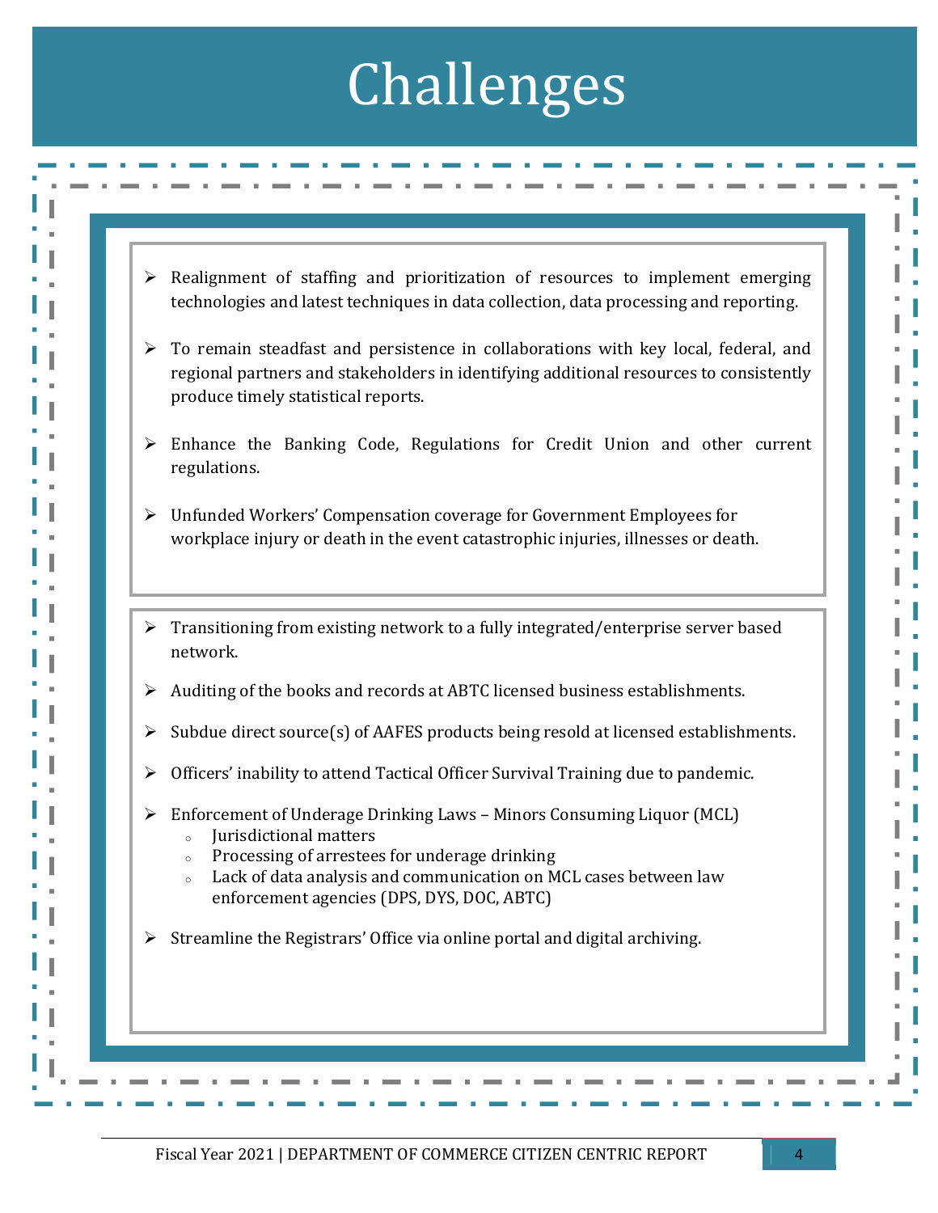# Challenges

- Realignment of staffing and prioritization of resources to implement emerging technologies and latest techniques in data collection, data processing and reporting.
- To remain steadfast and persistence in collaborations with key local, federal, and regional partners and stakeholders in identifying additional resources to consistently produce timely statistical reports.
- Enhance the Banking Code, Regulations for Credit Union and other current regulations.
- Unfunded Workers' Compensation coverage for Government Employees for workplace injury or death in the event catastrophic injuries, illnesses or death.

---

- Transitioning from existing network to a fully integrated/enterprise server based network.
- Auditing of the books and records at ABTC licensed business establishments.
- Subdue direct source(s) of AAFES products being resold at licensed establishments.
- Officers' inability to attend Tactical Officer Survival Training due to pandemic.
- Enforcement of Underage Drinking Laws – Minors Consuming Liquor (MCL)
  - Jurisdictional matters
  - Processing of arrestees for underage drinking
  - Lack of data analysis and communication on MCL cases between law enforcement agencies (DPS, DYS, DOC, ABTC)
- Streamline the Registrars' Office via online portal and digital archiving.